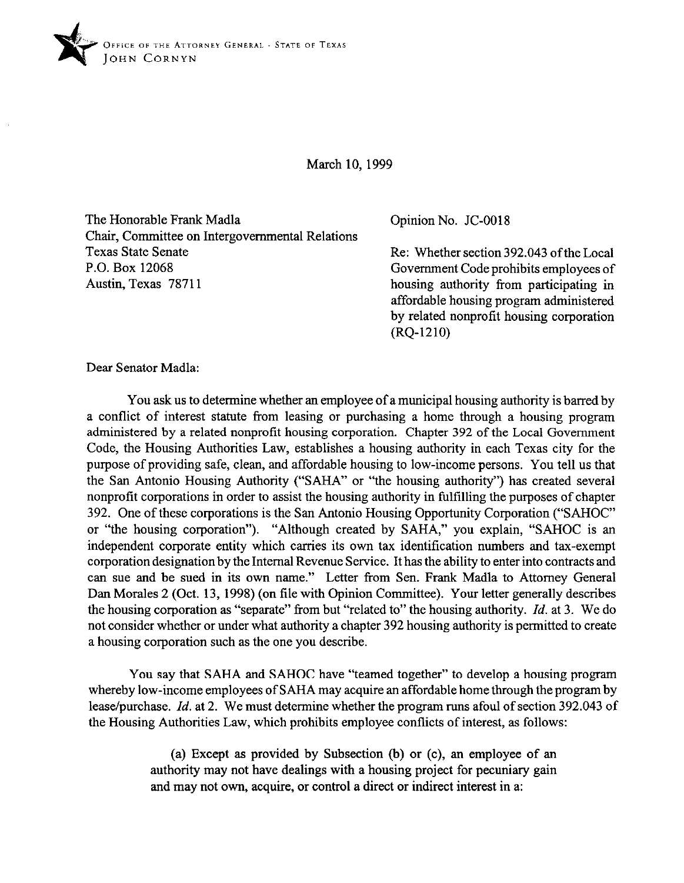Office of the Attorney General · State of Texas
John Cornyn

March 10, 1999

The Honorable Frank Madla
Chair, Committee on Intergovernmental Relations
Texas State Senate
P.O. Box 12068
Austin, Texas 78711

Opinion No. JC-0018

Re: Whether section 392.043 of the Local Government Code prohibits employees of housing authority from participating in affordable housing program administered by related nonprofit housing corporation (RQ-1210)

Dear Senator Madla:

You ask us to determine whether an employee of a municipal housing authority is barred by a conflict of interest statute from leasing or purchasing a home through a housing program administered by a related nonprofit housing corporation. Chapter 392 of the Local Government Code, the Housing Authorities Law, establishes a housing authority in each Texas city for the purpose of providing safe, clean, and affordable housing to low-income persons. You tell us that the San Antonio Housing Authority ("SAHA" or "the housing authority") has created several nonprofit corporations in order to assist the housing authority in fulfilling the purposes of chapter 392. One of these corporations is the San Antonio Housing Opportunity Corporation ("SAHOC" or "the housing corporation"). "Although created by SAHA," you explain, "SAHOC is an independent corporate entity which carries its own tax identification numbers and tax-exempt corporation designation by the Internal Revenue Service. It has the ability to enter into contracts and can sue and be sued in its own name." Letter from Sen. Frank Madla to Attorney General Dan Morales 2 (Oct. 13, 1998) (on file with Opinion Committee). Your letter generally describes the housing corporation as "separate" from but "related to" the housing authority. *Id.* at 3. We do not consider whether or under what authority a chapter 392 housing authority is permitted to create a housing corporation such as the one you describe.

You say that SAHA and SAHOC have "teamed together" to develop a housing program whereby low-income employees of SAHA may acquire an affordable home through the program by lease/purchase. *Id.* at 2. We must determine whether the program runs afoul of section 392.043 of the Housing Authorities Law, which prohibits employee conflicts of interest, as follows:

> (a) Except as provided by Subsection (b) or (c), an employee of an authority may not have dealings with a housing project for pecuniary gain and may not own, acquire, or control a direct or indirect interest in a: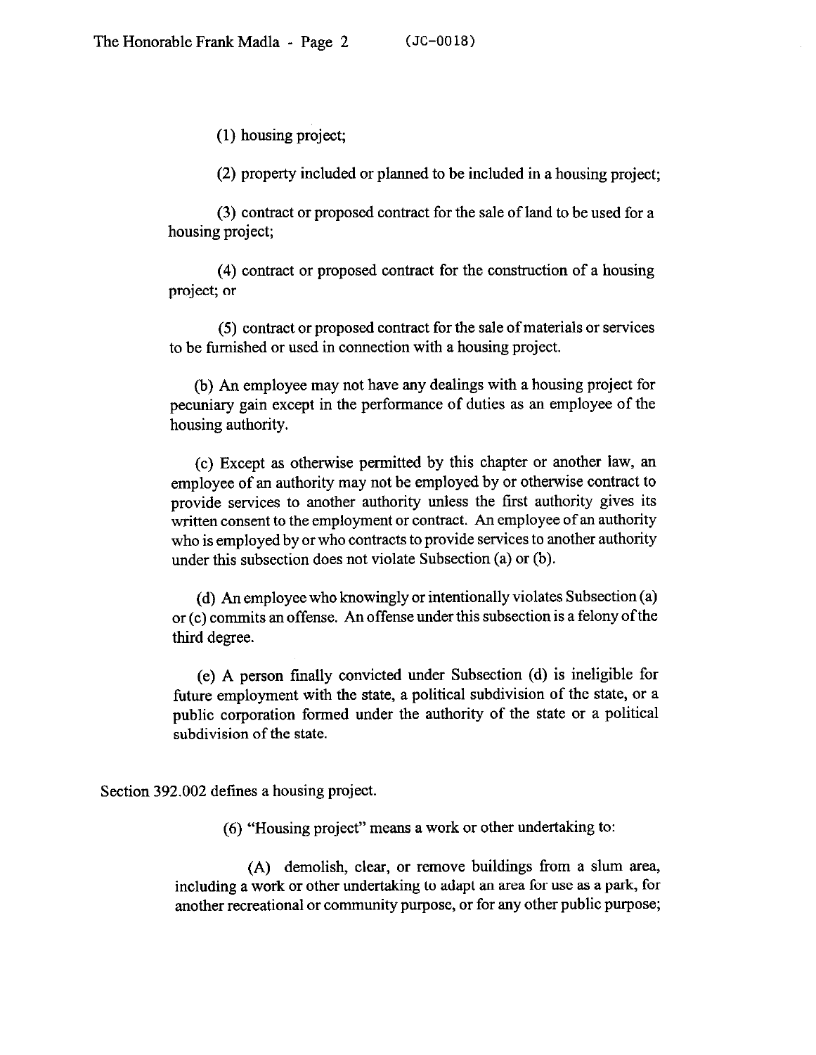(1) housing project;

(2) property included or planned to be included in a housing project;

(3) contract or proposed contract for the sale of land to be used for a housing project;

(4) contract or proposed contract for the construction of a housing project; or

(5) contract or proposed contract for the sale of materials or services to be furnished or used in connection with a housing project.

(b) An employee may not have any dealings with a housing project for pecuniary gain except in the performance of duties as an employee of the housing authority.

(c) Except as otherwise permitted by this chapter or another law, an employee of an authority may not be employed by or otherwise contract to provide services to another authority unless the first authority gives its written consent to the employment or contract. An employee of an authority who is employed by or who contracts to provide services to another authority under this subsection does not violate Subsection (a) or (b).

(d) An employee who knowingly or intentionally violates Subsection (a) or (c) commits an offense. An offense under this subsection is a felony of the third degree.

(e) A person finally convicted under Subsection (d) is ineligible for future employment with the state, a political subdivision of the state, or a public corporation formed under the authority of the state or a political subdivision of the state.

Section 392.002 defines a housing project.

(6) "Housing project" means a work or other undertaking to:

(A) demolish, clear, or remove buildings from a slum area, including a work or other undertaking to adapt an area for use as a park, for another recreational or community purpose, or for any other public purpose;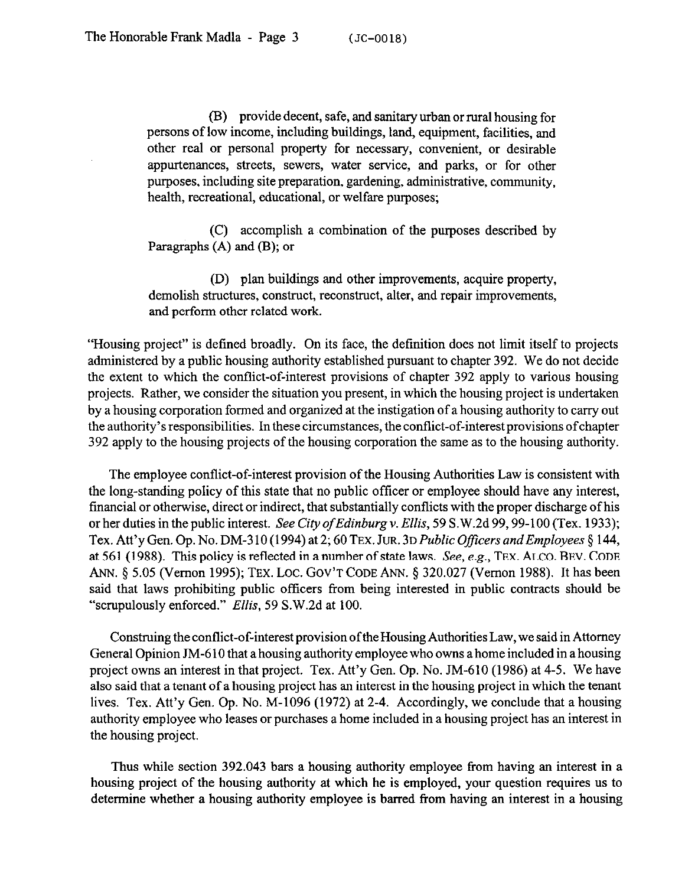(B) provide decent, safe, and sanitary urban or rural housing for persons of low income, including buildings, land, equipment, facilities, and other real or personal property for necessary, convenient, or desirable appurtenances, streets, sewers, water service, and parks, or for other purposes, including site preparation, gardening, administrative, community, health, recreational, educational, or welfare purposes;

(C) accomplish a combination of the purposes described by Paragraphs (A) and (B); or

(D) plan buildings and other improvements, acquire property, demolish structures, construct, reconstruct, alter, and repair improvements, and perform other related work.

"Housing project" is defined broadly. On its face, the definition does not limit itself to projects administered by a public housing authority established pursuant to chapter 392. We do not decide the extent to which the conflict-of-interest provisions of chapter 392 apply to various housing projects. Rather, we consider the situation you present, in which the housing project is undertaken by a housing corporation formed and organized at the instigation of a housing authority to carry out the authority's responsibilities. In these circumstances, the conflict-of-interest provisions of chapter 392 apply to the housing projects of the housing corporation the same as to the housing authority.

The employee conflict-of-interest provision of the Housing Authorities Law is consistent with the long-standing policy of this state that no public officer or employee should have any interest, financial or otherwise, direct or indirect, that substantially conflicts with the proper discharge of his or her duties in the public interest. *See City of Edinburg v. Ellis*, 59 S.W.2d 99, 99-100 (Tex. 1933); Tex. Att'y Gen. Op. No. DM-310 (1994) at 2; 60 TEX. JUR. 3D *Public Officers and Employees* § 144, at 561 (1988). This policy is reflected in a number of state laws. *See, e.g.*, TEX. ALCO. BEV. CODE ANN. § 5.05 (Vernon 1995); TEX. LOC. GOV'T CODE ANN. § 320.027 (Vernon 1988). It has been said that laws prohibiting public officers from being interested in public contracts should be "scrupulously enforced." *Ellis*, 59 S.W.2d at 100.

Construing the conflict-of-interest provision of the Housing Authorities Law, we said in Attorney General Opinion JM-610 that a housing authority employee who owns a home included in a housing project owns an interest in that project. Tex. Att'y Gen. Op. No. JM-610 (1986) at 4-5. We have also said that a tenant of a housing project has an interest in the housing project in which the tenant lives. Tex. Att'y Gen. Op. No. M-1096 (1972) at 2-4. Accordingly, we conclude that a housing authority employee who leases or purchases a home included in a housing project has an interest in the housing project.

Thus while section 392.043 bars a housing authority employee from having an interest in a housing project of the housing authority at which he is employed, your question requires us to determine whether a housing authority employee is barred from having an interest in a housing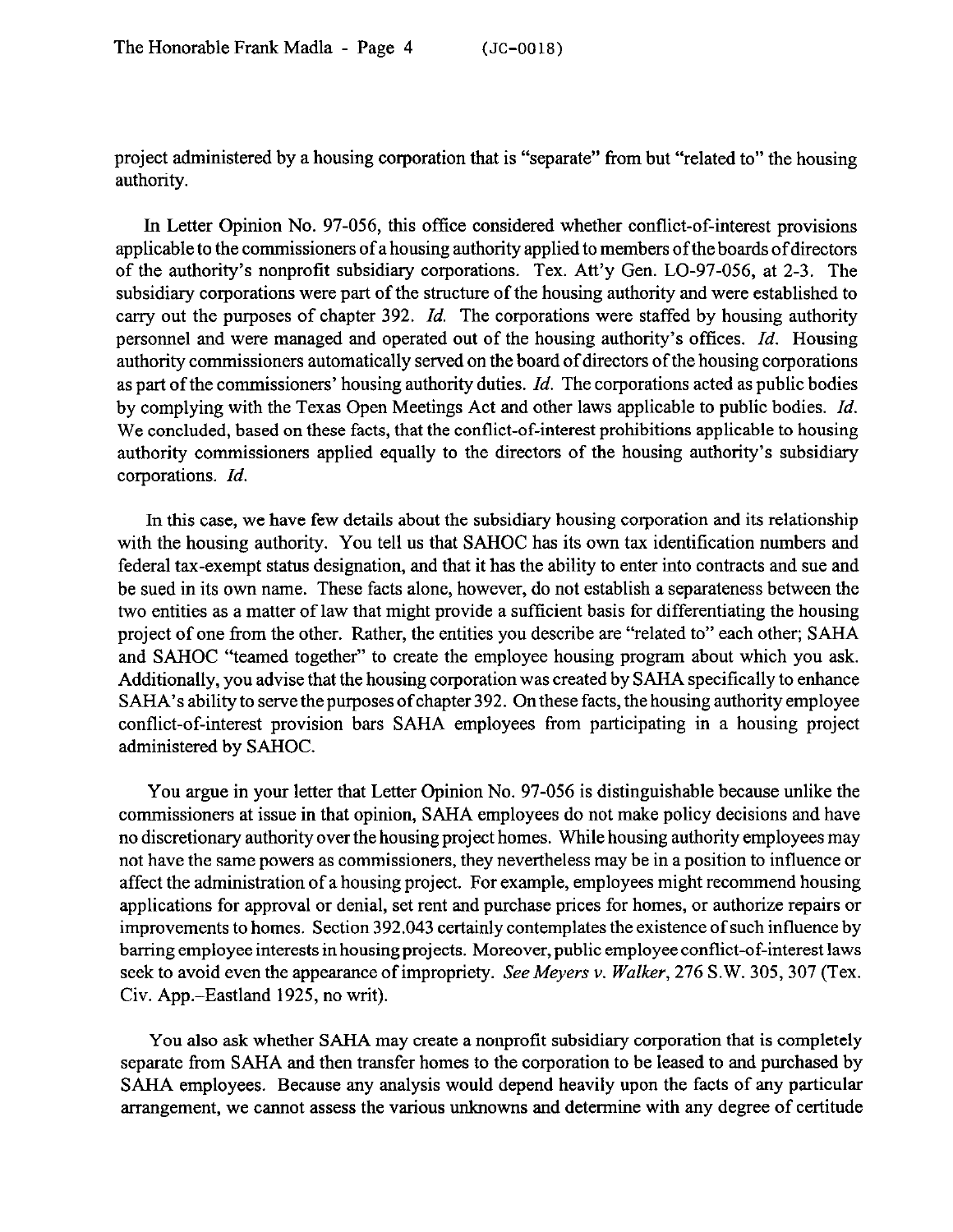project administered by a housing corporation that is "separate" from but "related to" the housing authority.

In Letter Opinion No. 97-056, this office considered whether conflict-of-interest provisions applicable to the commissioners of a housing authority applied to members of the boards of directors of the authority's nonprofit subsidiary corporations. Tex. Att'y Gen. LO-97-056, at 2-3. The subsidiary corporations were part of the structure of the housing authority and were established to carry out the purposes of chapter 392. *Id.* The corporations were staffed by housing authority personnel and were managed and operated out of the housing authority's offices. *Id.* Housing authority commissioners automatically served on the board of directors of the housing corporations as part of the commissioners' housing authority duties. *Id.* The corporations acted as public bodies by complying with the Texas Open Meetings Act and other laws applicable to public bodies. *Id.* We concluded, based on these facts, that the conflict-of-interest prohibitions applicable to housing authority commissioners applied equally to the directors of the housing authority's subsidiary corporations. *Id.*

In this case, we have few details about the subsidiary housing corporation and its relationship with the housing authority. You tell us that SAHOC has its own tax identification numbers and federal tax-exempt status designation, and that it has the ability to enter into contracts and sue and be sued in its own name. These facts alone, however, do not establish a separateness between the two entities as a matter of law that might provide a sufficient basis for differentiating the housing project of one from the other. Rather, the entities you describe are "related to" each other; SAHA and SAHOC "teamed together" to create the employee housing program about which you ask. Additionally, you advise that the housing corporation was created by SAHA specifically to enhance SAHA's ability to serve the purposes of chapter 392. On these facts, the housing authority employee conflict-of-interest provision bars SAHA employees from participating in a housing project administered by SAHOC.

You argue in your letter that Letter Opinion No. 97-056 is distinguishable because unlike the commissioners at issue in that opinion, SAHA employees do not make policy decisions and have no discretionary authority over the housing project homes. While housing authority employees may not have the same powers as commissioners, they nevertheless may be in a position to influence or affect the administration of a housing project. For example, employees might recommend housing applications for approval or denial, set rent and purchase prices for homes, or authorize repairs or improvements to homes. Section 392.043 certainly contemplates the existence of such influence by barring employee interests in housing projects. Moreover, public employee conflict-of-interest laws seek to avoid even the appearance of impropriety. *See Meyers v. Walker*, 276 S.W. 305, 307 (Tex. Civ. App.–Eastland 1925, no writ).

You also ask whether SAHA may create a nonprofit subsidiary corporation that is completely separate from SAHA and then transfer homes to the corporation to be leased to and purchased by SAHA employees. Because any analysis would depend heavily upon the facts of any particular arrangement, we cannot assess the various unknowns and determine with any degree of certitude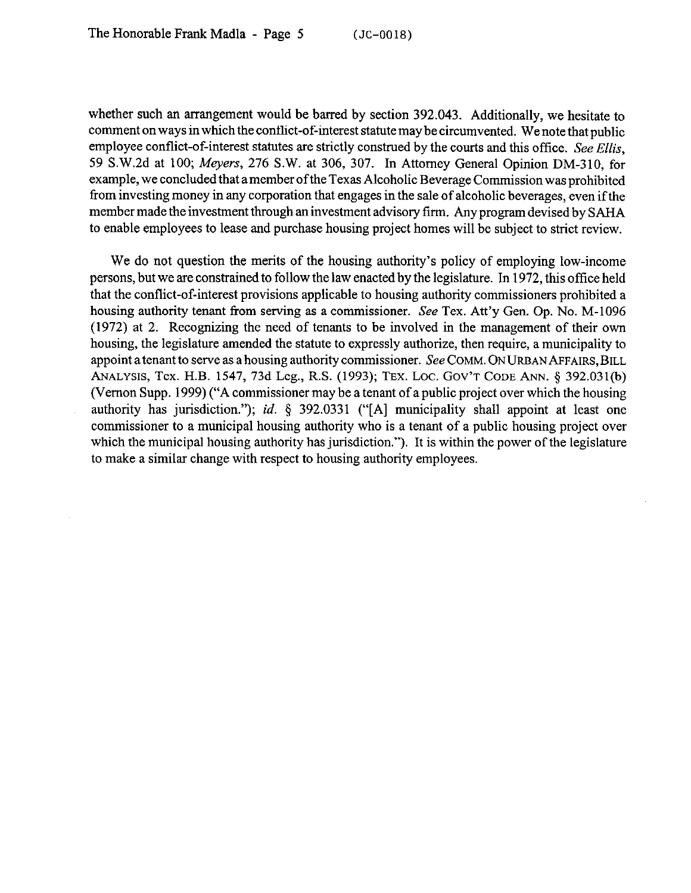whether such an arrangement would be barred by section 392.043. Additionally, we hesitate to comment on ways in which the conflict-of-interest statute may be circumvented. We note that public employee conflict-of-interest statutes are strictly construed by the courts and this office. *See Ellis*, 59 S.W.2d at 100; *Meyers*, 276 S.W. at 306, 307. In Attorney General Opinion DM-310, for example, we concluded that a member of the Texas Alcoholic Beverage Commission was prohibited from investing money in any corporation that engages in the sale of alcoholic beverages, even if the member made the investment through an investment advisory firm. Any program devised by SAHA to enable employees to lease and purchase housing project homes will be subject to strict review.

We do not question the merits of the housing authority's policy of employing low-income persons, but we are constrained to follow the law enacted by the legislature. In 1972, this office held that the conflict-of-interest provisions applicable to housing authority commissioners prohibited a housing authority tenant from serving as a commissioner. *See* Tex. Att'y Gen. Op. No. M-1096 (1972) at 2. Recognizing the need of tenants to be involved in the management of their own housing, the legislature amended the statute to expressly authorize, then require, a municipality to appoint a tenant to serve as a housing authority commissioner. *See* COMM. ON URBAN AFFAIRS, BILL ANALYSIS, Tex. H.B. 1547, 73d Leg., R.S. (1993); TEX. LOC. GOV'T CODE ANN. § 392.031(b) (Vernon Supp. 1999) ("A commissioner may be a tenant of a public project over which the housing authority has jurisdiction."); *id.* § 392.0331 ("[A] municipality shall appoint at least one commissioner to a municipal housing authority who is a tenant of a public housing project over which the municipal housing authority has jurisdiction."). It is within the power of the legislature to make a similar change with respect to housing authority employees.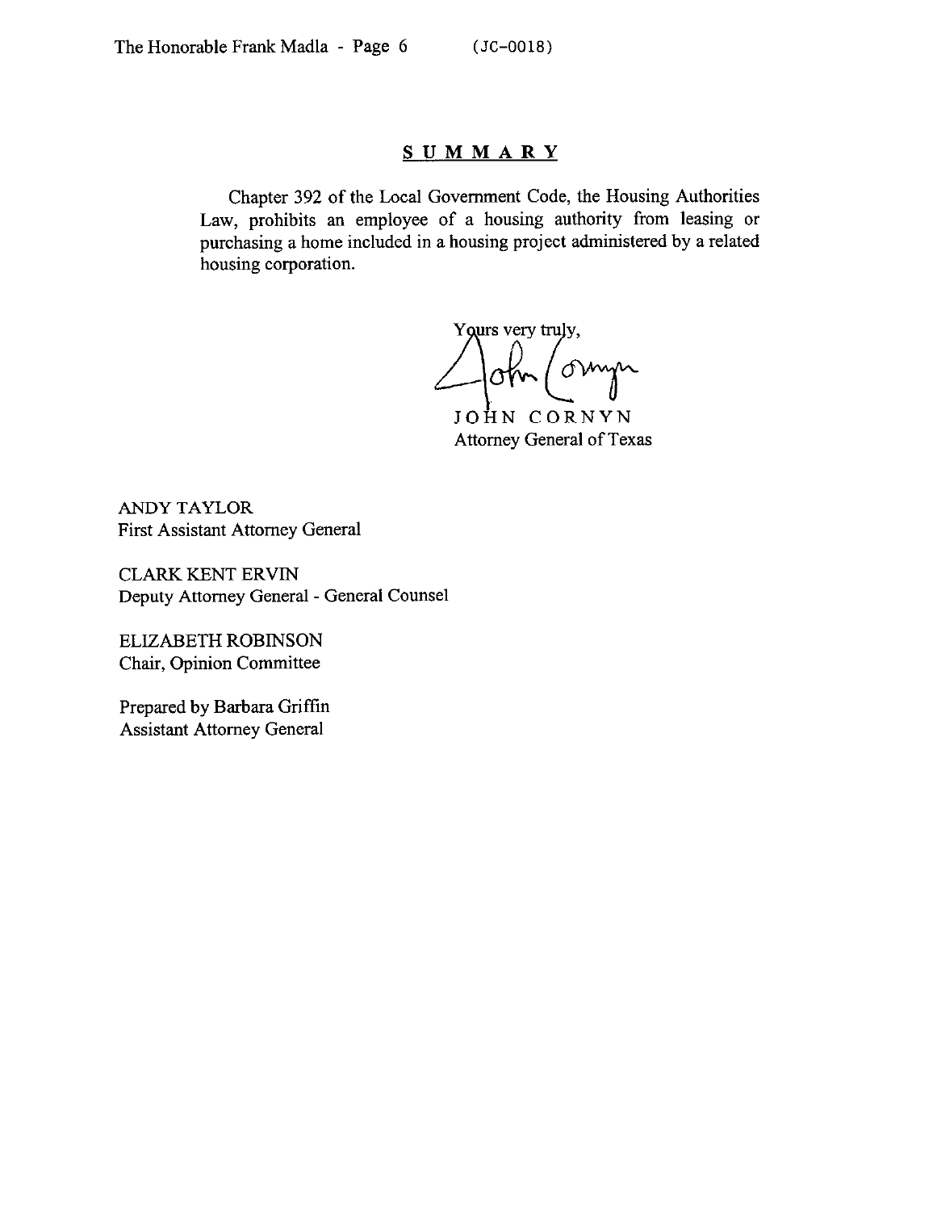## SUMMARY

Chapter 392 of the Local Government Code, the Housing Authorities Law, prohibits an employee of a housing authority from leasing or purchasing a home included in a housing project administered by a related housing corporation.

Yours very truly,

JOHN CORNYN
Attorney General of Texas

ANDY TAYLOR
First Assistant Attorney General

CLARK KENT ERVIN
Deputy Attorney General - General Counsel

ELIZABETH ROBINSON
Chair, Opinion Committee

Prepared by Barbara Griffin
Assistant Attorney General